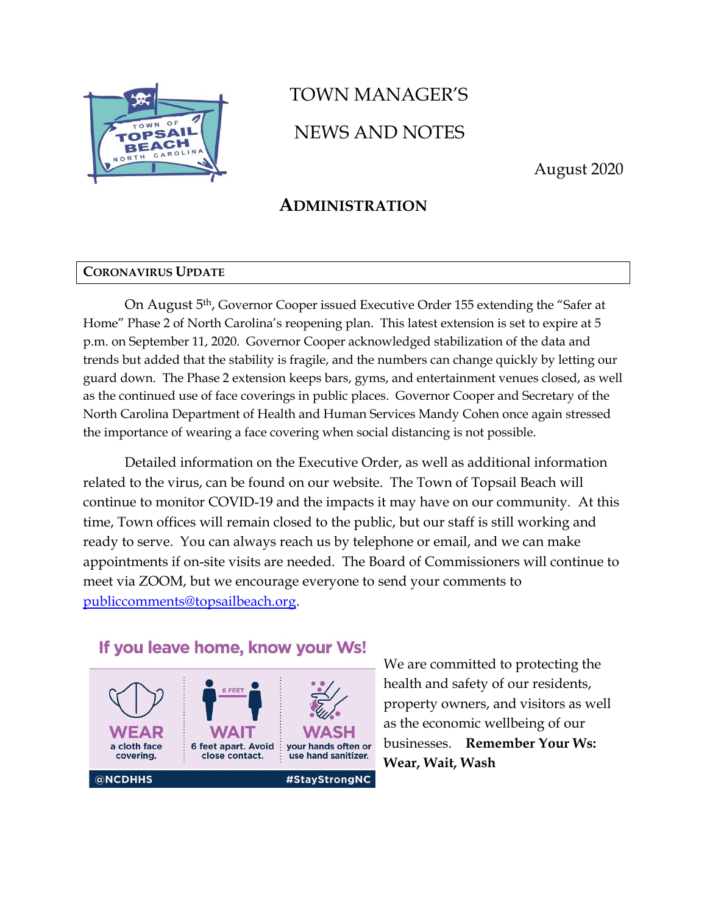# TOWN MANAGER'S

# NEWS AND NOTES

August 2020

## ADMINISTRATION

### CORONAVIRUS UPDATE

On August 5th, Governor Cooper issued Executive Order 155 extending the "Safer at Home" Phase 2 of North Carolina's reopening plan. This latest extension is set to expire at 5 p.m. on September 11, 2020. Governor Cooper acknowledged stabilization of the data and trends but added that the stability is fragile, and the numbers can change quickly by letting our guard down. The Phase 2 extension keeps bars, gyms, and entertainment venues closed, as well as the continued use of face coverings in public places. Governor Cooper and Secretary of the North Carolina Department of Health and Human Services Mandy Cohen once again stressed the importance of wearing a face covering when social distancing is not possible.

Detailed information on the Executive Order, as well as additional information related to the virus, can be found on our website. The Town of Topsail Beach will continue to monitor COVID-19 and the impacts it may have on our community. At this time, Town offices will remain closed to the public, but our staff is still working and ready to serve. You can always reach us by telephone or email, and we can make appointments if on-site visits are needed. The Board of Commissioners will continue to meet via ZOOM, but we encourage everyone to send your comments to publiccomments@topsailbeach.org.

**If you leave home, know your Ws!**

**WEAR** a cloth face covering.
**WAIT** 6 feet apart. Avoid close contact.
**WASH** your hands often or use hand sanitizer.

@NCDHHS #StayStrongNC

We are committed to protecting the health and safety of our residents, property owners, and visitors as well as the economic wellbeing of our businesses. **Remember Your Ws: Wear, Wait, Wash**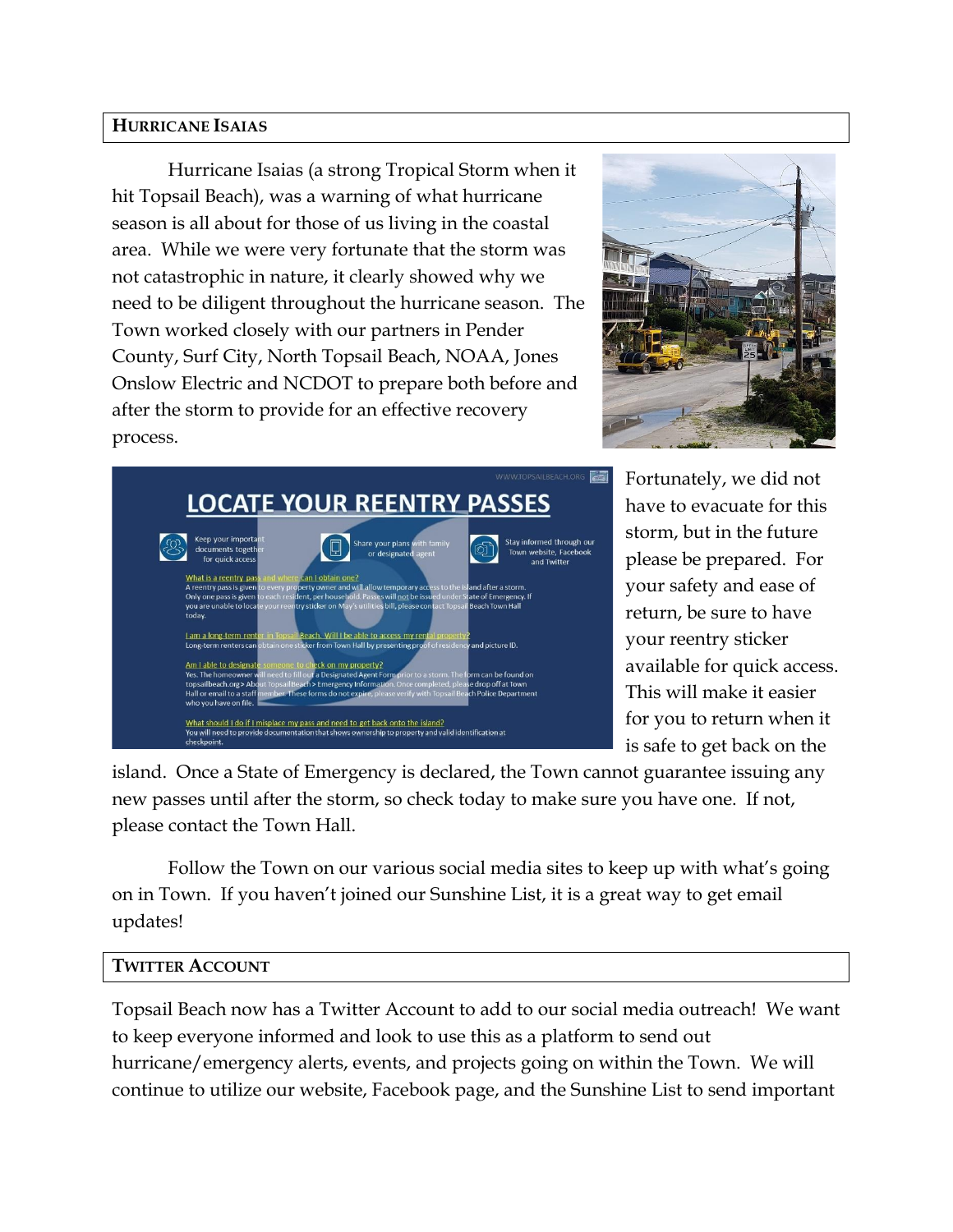## HURRICANE ISAIAS

Hurricane Isaias (a strong Tropical Storm when it hit Topsail Beach), was a warning of what hurricane season is all about for those of us living in the coastal area. While we were very fortunate that the storm was not catastrophic in nature, it clearly showed why we need to be diligent throughout the hurricane season. The Town worked closely with our partners in Pender County, Surf City, North Topsail Beach, NOAA, Jones Onslow Electric and NCDOT to prepare both before and after the storm to provide for an effective recovery process.

Fortunately, we did not have to evacuate for this storm, but in the future please be prepared. For your safety and ease of return, be sure to have your reentry sticker available for quick access. This will make it easier for you to return when it is safe to get back on the island. Once a State of Emergency is declared, the Town cannot guarantee issuing any new passes until after the storm, so check today to make sure you have one. If not, please contact the Town Hall.

Follow the Town on our various social media sites to keep up with what's going on in Town. If you haven't joined our Sunshine List, it is a great way to get email updates!

## TWITTER ACCOUNT

Topsail Beach now has a Twitter Account to add to our social media outreach! We want to keep everyone informed and look to use this as a platform to send out hurricane/emergency alerts, events, and projects going on within the Town. We will continue to utilize our website, Facebook page, and the Sunshine List to send important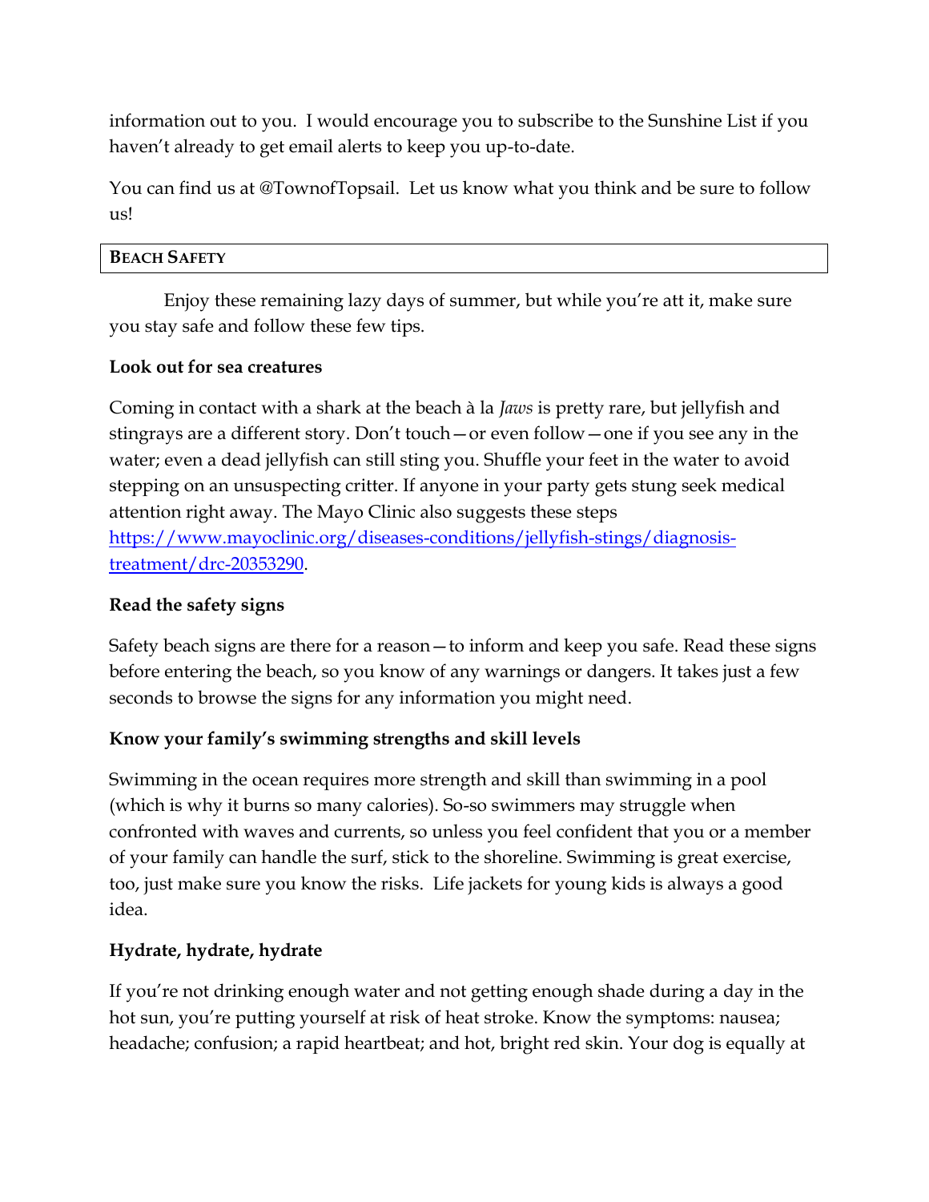information out to you. I would encourage you to subscribe to the Sunshine List if you haven't already to get email alerts to keep you up-to-date.

You can find us at @TownofTopsail. Let us know what you think and be sure to follow us!

## BEACH SAFETY

Enjoy these remaining lazy days of summer, but while you're att it, make sure you stay safe and follow these few tips.

**Look out for sea creatures**

Coming in contact with a shark at the beach à la *Jaws* is pretty rare, but jellyfish and stingrays are a different story. Don't touch—or even follow—one if you see any in the water; even a dead jellyfish can still sting you. Shuffle your feet in the water to avoid stepping on an unsuspecting critter. If anyone in your party gets stung seek medical attention right away. The Mayo Clinic also suggests these steps [https://www.mayoclinic.org/diseases-conditions/jellyfish-stings/diagnosis-treatment/drc-20353290](https://www.mayoclinic.org/diseases-conditions/jellyfish-stings/diagnosis-treatment/drc-20353290).

**Read the safety signs**

Safety beach signs are there for a reason—to inform and keep you safe. Read these signs before entering the beach, so you know of any warnings or dangers. It takes just a few seconds to browse the signs for any information you might need.

**Know your family's swimming strengths and skill levels**

Swimming in the ocean requires more strength and skill than swimming in a pool (which is why it burns so many calories). So-so swimmers may struggle when confronted with waves and currents, so unless you feel confident that you or a member of your family can handle the surf, stick to the shoreline. Swimming is great exercise, too, just make sure you know the risks. Life jackets for young kids is always a good idea.

**Hydrate, hydrate, hydrate**

If you're not drinking enough water and not getting enough shade during a day in the hot sun, you're putting yourself at risk of heat stroke. Know the symptoms: nausea; headache; confusion; a rapid heartbeat; and hot, bright red skin. Your dog is equally at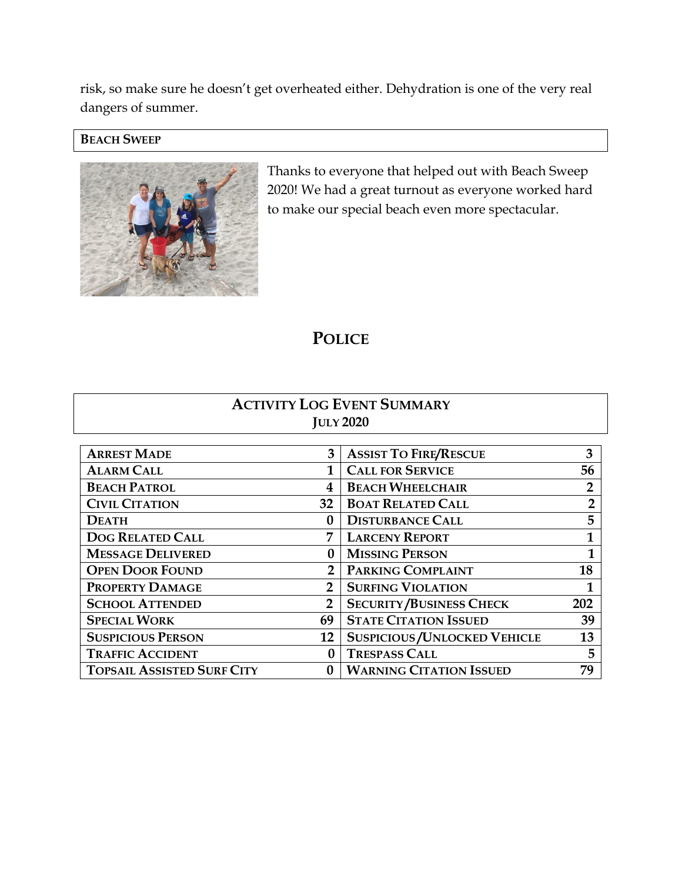risk, so make sure he doesn't get overheated either. Dehydration is one of the very real dangers of summer.

### BEACH SWEEP

Thanks to everyone that helped out with Beach Sweep 2020! We had a great turnout as everyone worked hard to make our special beach even more spectacular.

# POLICE

## ACTIVITY LOG EVENT SUMMARY
## JULY 2020

| | | | |
|---|---|---|---|
| **ARREST MADE** | **3** | **ASSIST TO FIRE/RESCUE** | **3** |
| **ALARM CALL** | **1** | **CALL FOR SERVICE** | **56** |
| **BEACH PATROL** | **4** | **BEACH WHEELCHAIR** | **2** |
| **CIVIL CITATION** | **32** | **BOAT RELATED CALL** | **2** |
| **DEATH** | **0** | **DISTURBANCE CALL** | **5** |
| **DOG RELATED CALL** | **7** | **LARCENY REPORT** | **1** |
| **MESSAGE DELIVERED** | **0** | **MISSING PERSON** | **1** |
| **OPEN DOOR FOUND** | **2** | **PARKING COMPLAINT** | **18** |
| **PROPERTY DAMAGE** | **2** | **SURFING VIOLATION** | **1** |
| **SCHOOL ATTENDED** | **2** | **SECURITY/BUSINESS CHECK** | **202** |
| **SPECIAL WORK** | **69** | **STATE CITATION ISSUED** | **39** |
| **SUSPICIOUS PERSON** | **12** | **SUSPICIOUS/UNLOCKED VEHICLE** | **13** |
| **TRAFFIC ACCIDENT** | **0** | **TRESPASS CALL** | **5** |
| **TOPSAIL ASSISTED SURF CITY** | **0** | **WARNING CITATION ISSUED** | **79** |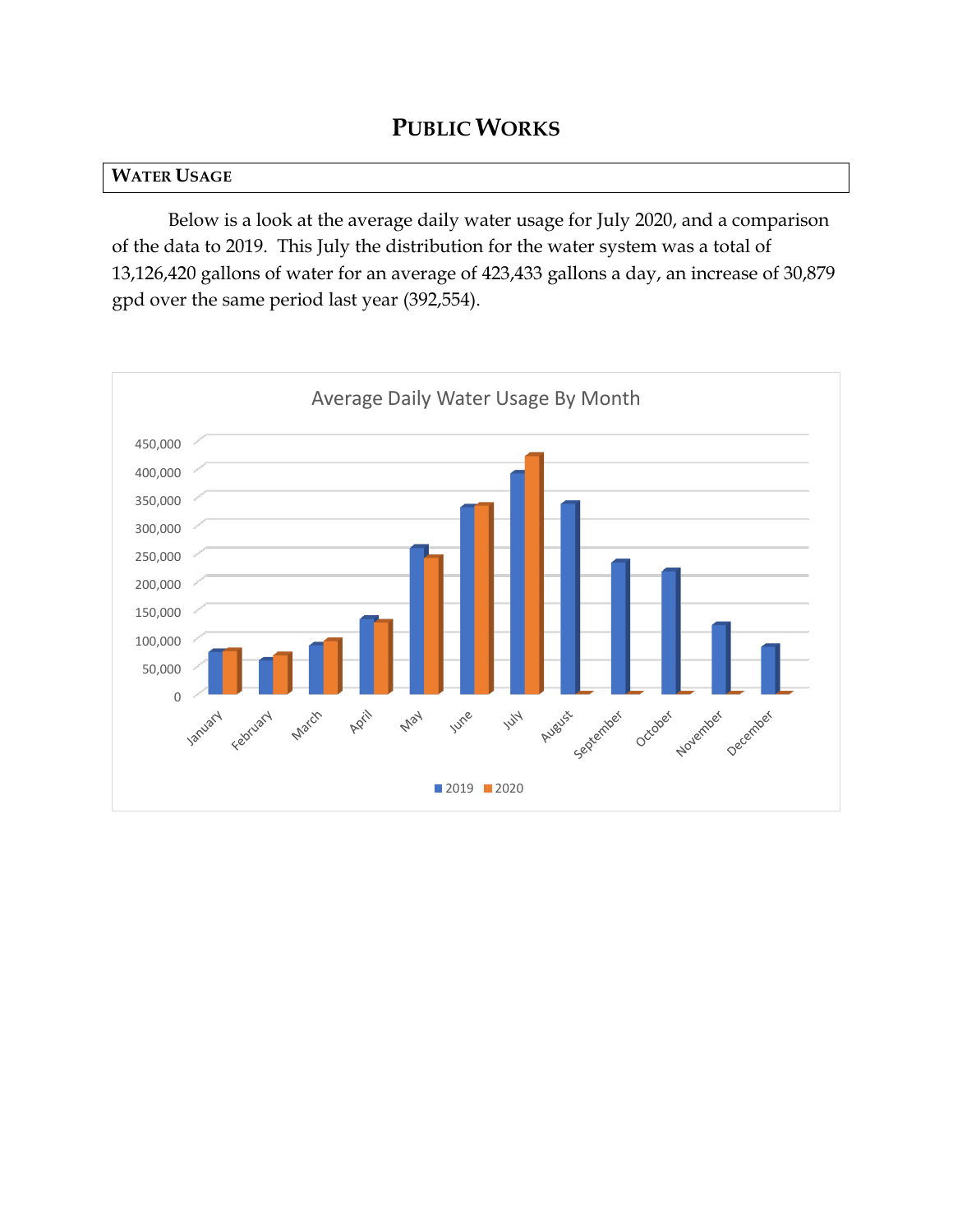# PUBLIC WORKS

## WATER USAGE

Below is a look at the average daily water usage for July 2020, and a comparison of the data to 2019. This July the distribution for the water system was a total of 13,126,420 gallons of water for an average of 423,433 gallons a day, an increase of 30,879 gpd over the same period last year (392,554).

Average Daily Water Usage By Month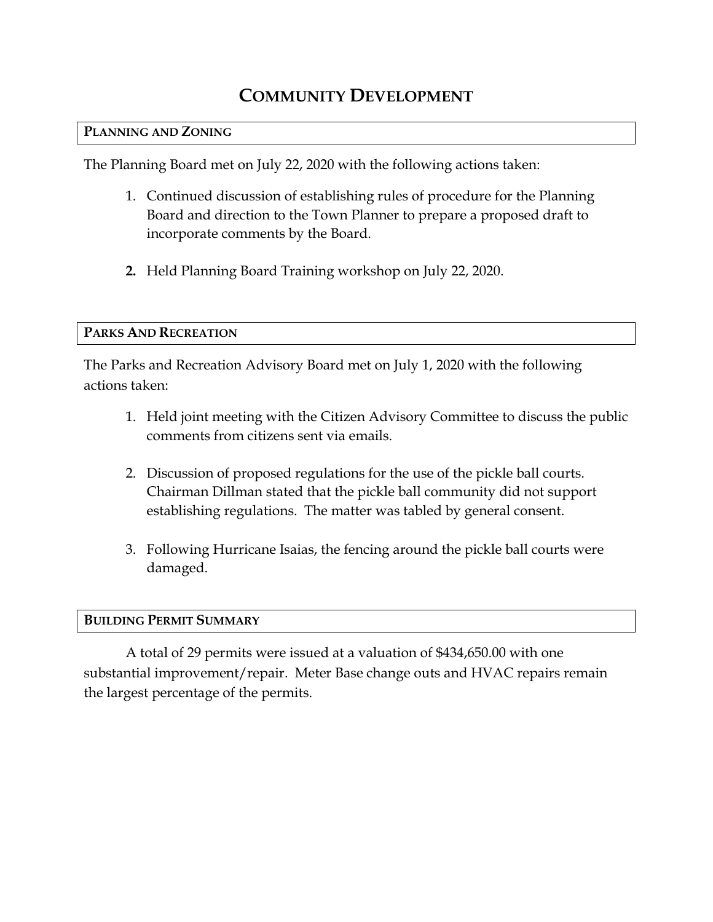# COMMUNITY DEVELOPMENT

## PLANNING AND ZONING

The Planning Board met on July 22, 2020 with the following actions taken:

1. Continued discussion of establishing rules of procedure for the Planning Board and direction to the Town Planner to prepare a proposed draft to incorporate comments by the Board.

2. Held Planning Board Training workshop on July 22, 2020.

## PARKS AND RECREATION

The Parks and Recreation Advisory Board met on July 1, 2020 with the following actions taken:

1. Held joint meeting with the Citizen Advisory Committee to discuss the public comments from citizens sent via emails.

2. Discussion of proposed regulations for the use of the pickle ball courts. Chairman Dillman stated that the pickle ball community did not support establishing regulations. The matter was tabled by general consent.

3. Following Hurricane Isaias, the fencing around the pickle ball courts were damaged.

## BUILDING PERMIT SUMMARY

A total of 29 permits were issued at a valuation of $434,650.00 with one substantial improvement/repair. Meter Base change outs and HVAC repairs remain the largest percentage of the permits.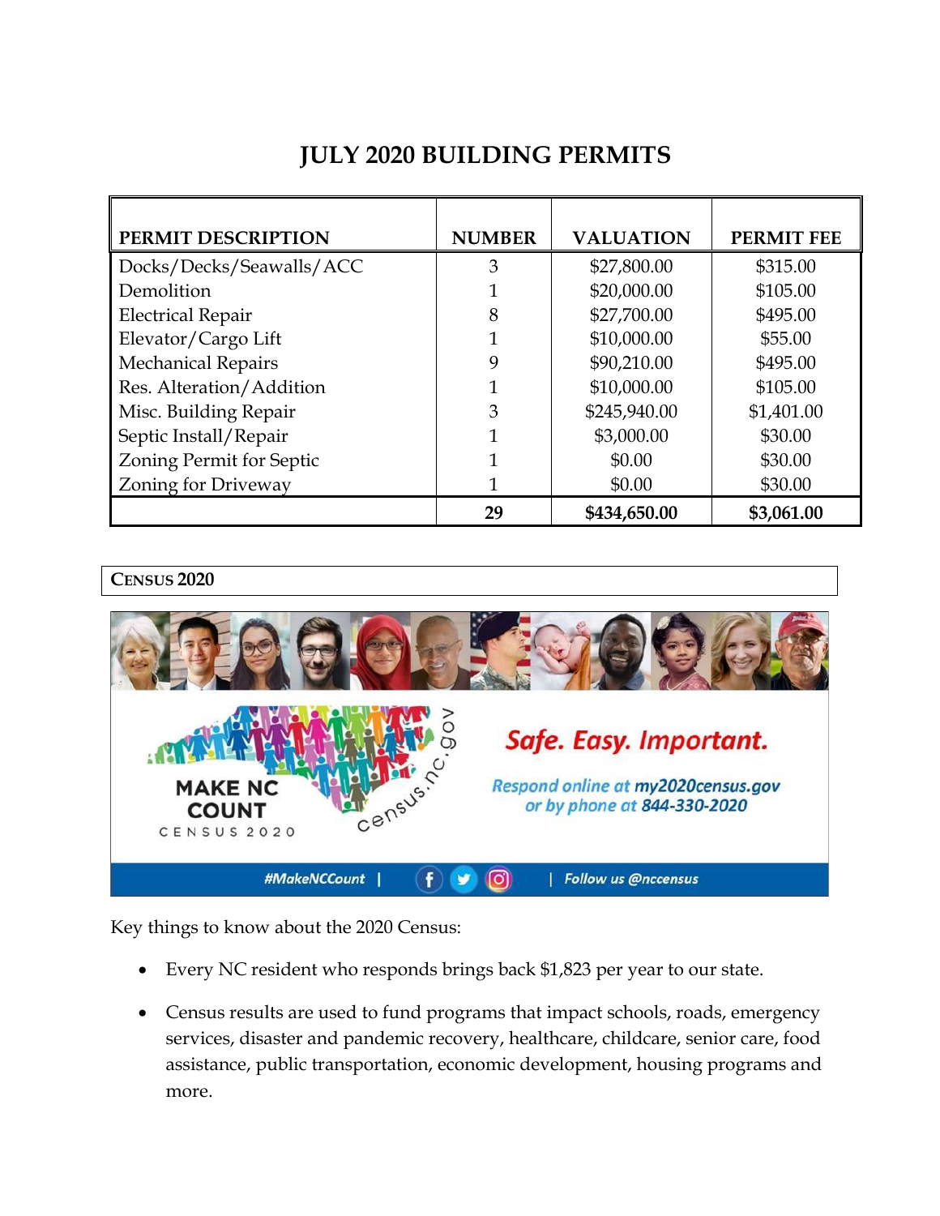# JULY 2020 BUILDING PERMITS

| PERMIT DESCRIPTION | NUMBER | VALUATION | PERMIT FEE |
|---|---|---|---|
| Docks/Decks/Seawalls/ACC | 3 | $27,800.00 | $315.00 |
| Demolition | 1 | $20,000.00 | $105.00 |
| Electrical Repair | 8 | $27,700.00 | $495.00 |
| Elevator/Cargo Lift | 1 | $10,000.00 | $55.00 |
| Mechanical Repairs | 9 | $90,210.00 | $495.00 |
| Res. Alteration/Addition | 1 | $10,000.00 | $105.00 |
| Misc. Building Repair | 3 | $245,940.00 | $1,401.00 |
| Septic Install/Repair | 1 | $3,000.00 | $30.00 |
| Zoning Permit for Septic | 1 | $0.00 | $30.00 |
| Zoning for Driveway | 1 | $0.00 | $30.00 |
| | **29** | **$434,650.00** | **$3,061.00** |

## CENSUS 2020

MAKE NC COUNT
CENSUS 2020
census.nc.gov

*Safe. Easy. Important.*

*Respond online at **my2020census.gov** or by phone at **844-330-2020***

*#MakeNCCount | Follow us @nccensus*

Key things to know about the 2020 Census:

- Every NC resident who responds brings back $1,823 per year to our state.
- Census results are used to fund programs that impact schools, roads, emergency services, disaster and pandemic recovery, healthcare, childcare, senior care, food assistance, public transportation, economic development, housing programs and more.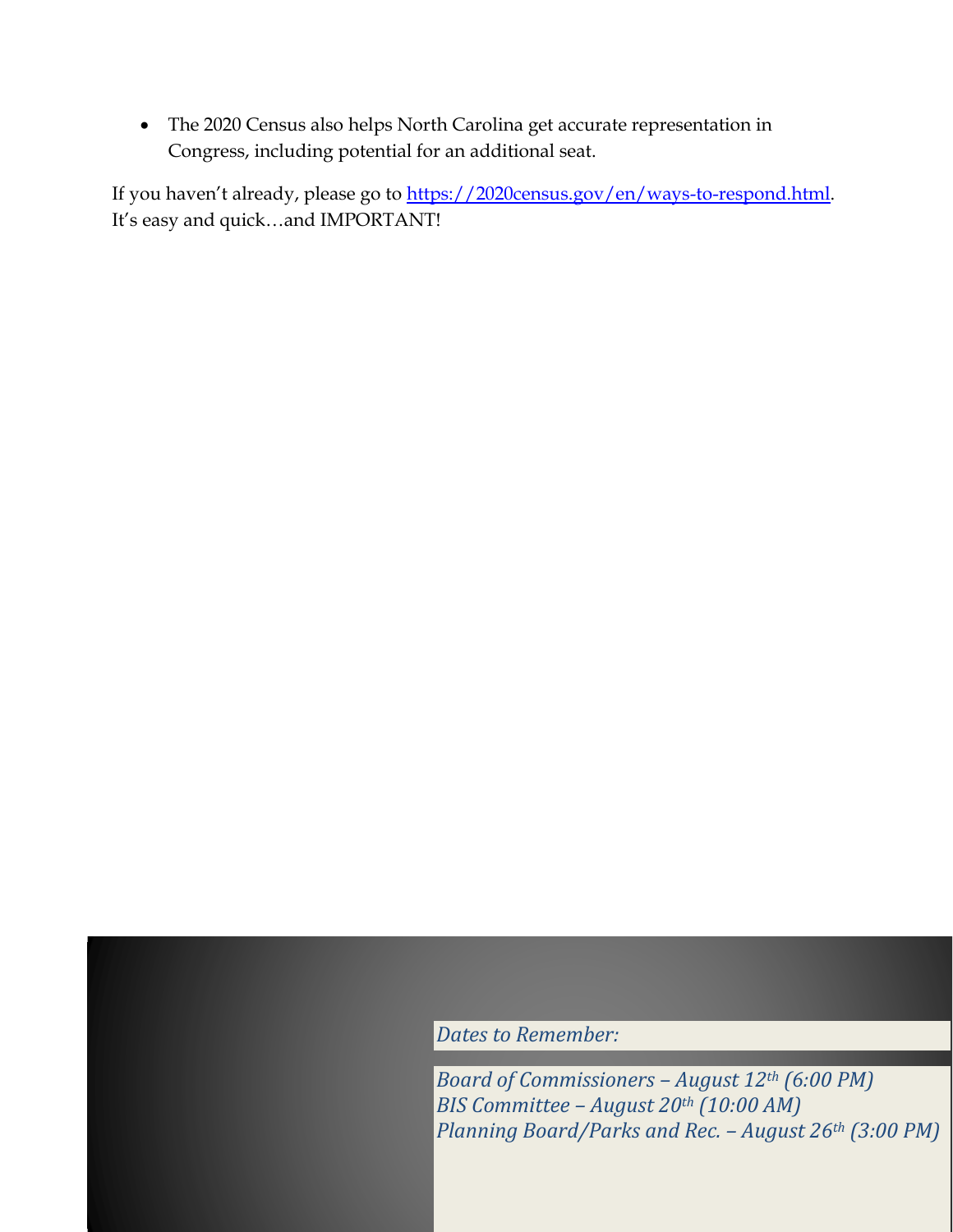- The 2020 Census also helps North Carolina get accurate representation in Congress, including potential for an additional seat.

If you haven't already, please go to [https://2020census.gov/en/ways-to-respond.html](https://2020census.gov/en/ways-to-respond.html). It's easy and quick…and IMPORTANT!

*Dates to Remember:*

*Board of Commissioners – August 12th (6:00 PM)*
*BIS Committee – August 20th (10:00 AM)*
*Planning Board/Parks and Rec. – August 26th (3:00 PM)*